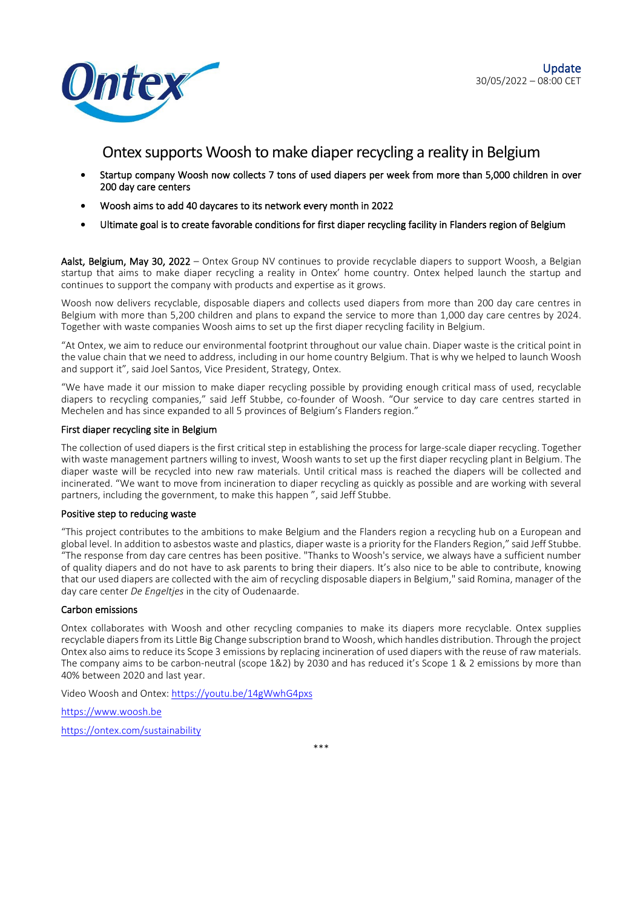Update
30/05/2022 – 08:00 CET

# Ontex supports Woosh to make diaper recycling a reality in Belgium

- Startup company Woosh now collects 7 tons of used diapers per week from more than 5,000 children in over 200 day care centers
- Woosh aims to add 40 daycares to its network every month in 2022
- Ultimate goal is to create favorable conditions for first diaper recycling facility in Flanders region of Belgium

**Aalst, Belgium, May 30, 2022** – Ontex Group NV continues to provide recyclable diapers to support Woosh, a Belgian startup that aims to make diaper recycling a reality in Ontex' home country. Ontex helped launch the startup and continues to support the company with products and expertise as it grows.

Woosh now delivers recyclable, disposable diapers and collects used diapers from more than 200 day care centres in Belgium with more than 5,200 children and plans to expand the service to more than 1,000 day care centres by 2024. Together with waste companies Woosh aims to set up the first diaper recycling facility in Belgium.

"At Ontex, we aim to reduce our environmental footprint throughout our value chain. Diaper waste is the critical point in the value chain that we need to address, including in our home country Belgium. That is why we helped to launch Woosh and support it", said Joel Santos, Vice President, Strategy, Ontex.

"We have made it our mission to make diaper recycling possible by providing enough critical mass of used, recyclable diapers to recycling companies," said Jeff Stubbe, co-founder of Woosh. "Our service to day care centres started in Mechelen and has since expanded to all 5 provinces of Belgium's Flanders region."

### First diaper recycling site in Belgium

The collection of used diapers is the first critical step in establishing the process for large-scale diaper recycling. Together with waste management partners willing to invest, Woosh wants to set up the first diaper recycling plant in Belgium. The diaper waste will be recycled into new raw materials. Until critical mass is reached the diapers will be collected and incinerated. "We want to move from incineration to diaper recycling as quickly as possible and are working with several partners, including the government, to make this happen ", said Jeff Stubbe.

### Positive step to reducing waste

"This project contributes to the ambitions to make Belgium and the Flanders region a recycling hub on a European and global level. In addition to asbestos waste and plastics, diaper waste is a priority for the Flanders Region," said Jeff Stubbe. "The response from day care centres has been positive. "Thanks to Woosh's service, we always have a sufficient number of quality diapers and do not have to ask parents to bring their diapers. It's also nice to be able to contribute, knowing that our used diapers are collected with the aim of recycling disposable diapers in Belgium," said Romina, manager of the day care center *De Engeltjes* in the city of Oudenaarde.

### Carbon emissions

Ontex collaborates with Woosh and other recycling companies to make its diapers more recyclable. Ontex supplies recyclable diapers from its Little Big Change subscription brand to Woosh, which handles distribution. Through the project Ontex also aims to reduce its Scope 3 emissions by replacing incineration of used diapers with the reuse of raw materials. The company aims to be carbon-neutral (scope 1&2) by 2030 and has reduced it's Scope 1 & 2 emissions by more than 40% between 2020 and last year.

Video Woosh and Ontex: https://youtu.be/14gWwhG4pxs

https://www.woosh.be

https://ontex.com/sustainability

***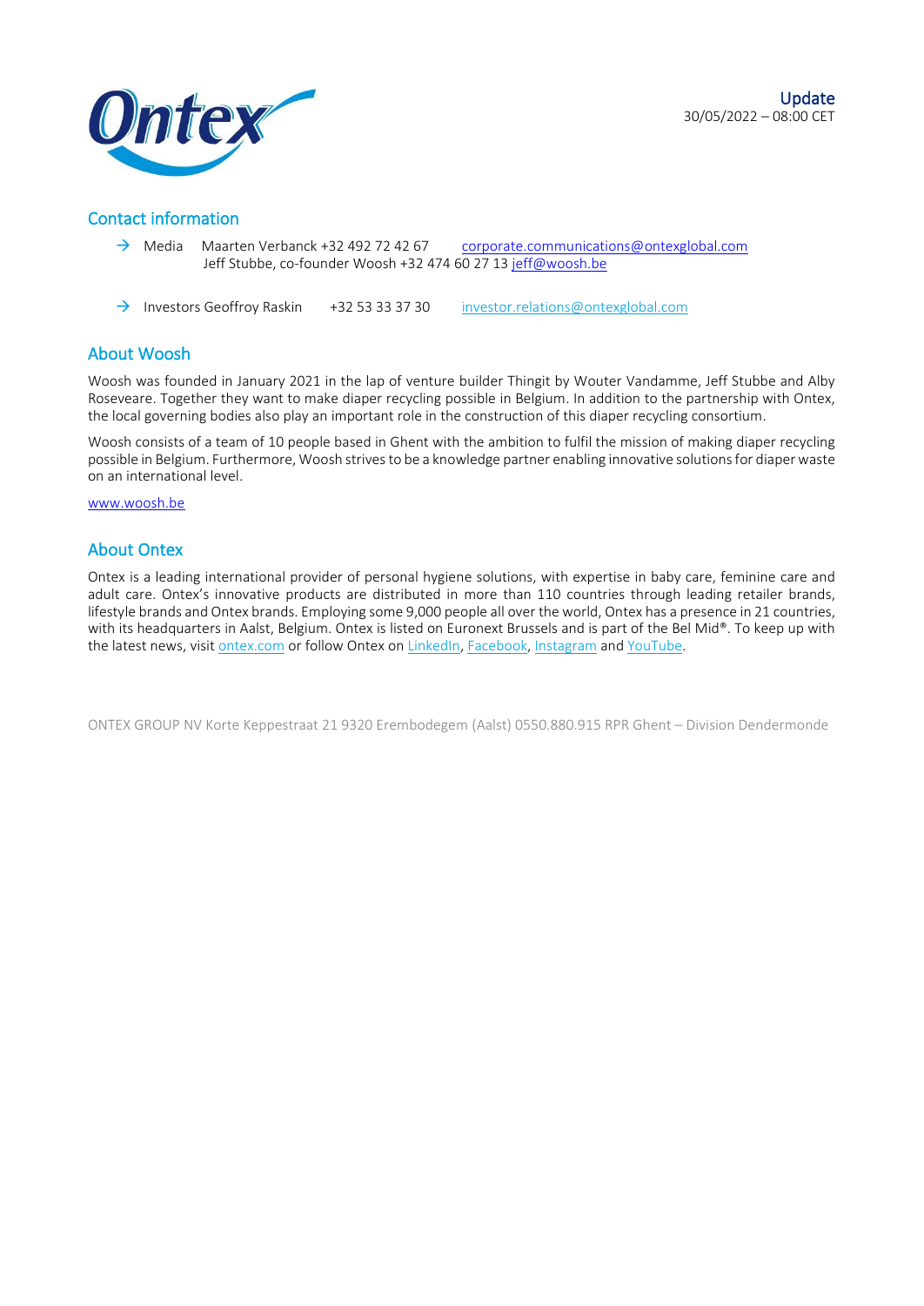Update
30/05/2022 – 08:00 CET

## Contact information

- Media Maarten Verbanck +32 492 72 42 67 corporate.communications@ontexglobal.com
  Jeff Stubbe, co-founder Woosh +32 474 60 27 13 jeff@woosh.be

- Investors Geoffroy Raskin +32 53 33 37 30 investor.relations@ontexglobal.com

## About Woosh

Woosh was founded in January 2021 in the lap of venture builder Thingit by Wouter Vandamme, Jeff Stubbe and Alby Roseveare. Together they want to make diaper recycling possible in Belgium. In addition to the partnership with Ontex, the local governing bodies also play an important role in the construction of this diaper recycling consortium.

Woosh consists of a team of 10 people based in Ghent with the ambition to fulfil the mission of making diaper recycling possible in Belgium. Furthermore, Woosh strives to be a knowledge partner enabling innovative solutions for diaper waste on an international level.

www.woosh.be

## About Ontex

Ontex is a leading international provider of personal hygiene solutions, with expertise in baby care, feminine care and adult care. Ontex's innovative products are distributed in more than 110 countries through leading retailer brands, lifestyle brands and Ontex brands. Employing some 9,000 people all over the world, Ontex has a presence in 21 countries, with its headquarters in Aalst, Belgium. Ontex is listed on Euronext Brussels and is part of the Bel Mid®. To keep up with the latest news, visit ontex.com or follow Ontex on LinkedIn, Facebook, Instagram and YouTube.

ONTEX GROUP NV Korte Keppestraat 21 9320 Erembodegem (Aalst) 0550.880.915 RPR Ghent – Division Dendermonde